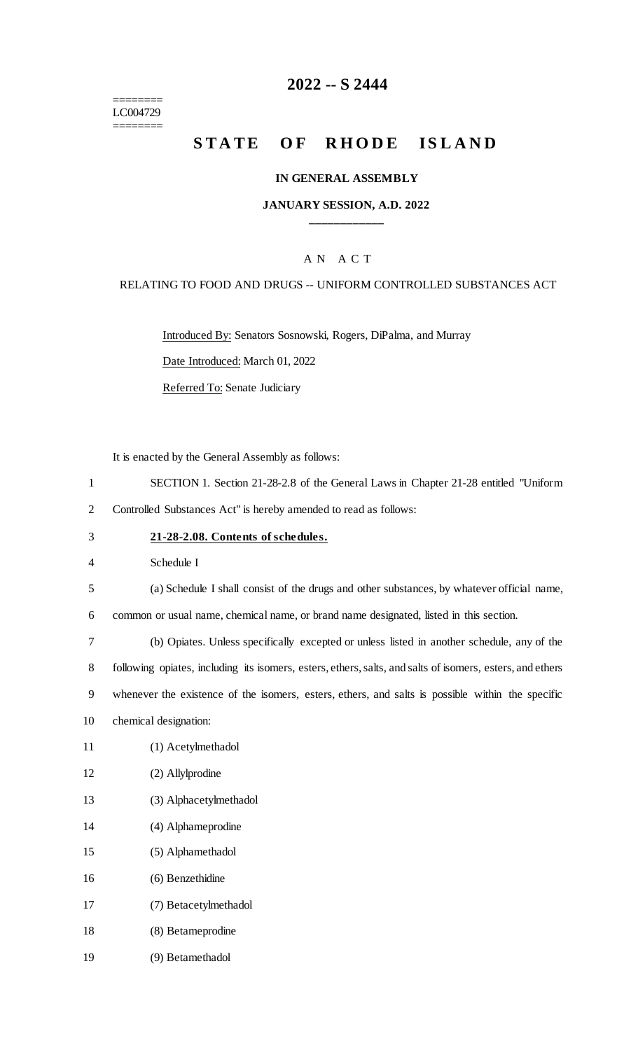# 2022 -- S 2444

========
LC004729
========

## STATE OF RHODE ISLAND

### IN GENERAL ASSEMBLY

### JANUARY SESSION, A.D. 2022

---

A N A C T

RELATING TO FOOD AND DRUGS -- UNIFORM CONTROLLED SUBSTANCES ACT

Introduced By: Senators Sosnowski, Rogers, DiPalma, and Murray

Date Introduced: March 01, 2022

Referred To: Senate Judiciary

It is enacted by the General Assembly as follows:

1 SECTION 1. Section 21-28-2.8 of the General Laws in Chapter 21-28 entitled "Uniform
2 Controlled Substances Act" is hereby amended to read as follows:

3 **21-28-2.08. Contents of schedules.**

4 Schedule I

5 (a) Schedule I shall consist of the drugs and other substances, by whatever official name,
6 common or usual name, chemical name, or brand name designated, listed in this section.

7 (b) Opiates. Unless specifically excepted or unless listed in another schedule, any of the
8 following opiates, including its isomers, esters, ethers, salts, and salts of isomers, esters, and ethers
9 whenever the existence of the isomers, esters, ethers, and salts is possible within the specific
10 chemical designation:

11 (1) Acetylmethadol

12 (2) Allylprodine

13 (3) Alphacetylmethadol

14 (4) Alphameprodine

15 (5) Alphamethadol

16 (6) Benzethidine

17 (7) Betacetylmethadol

18 (8) Betameprodine

19 (9) Betamethadol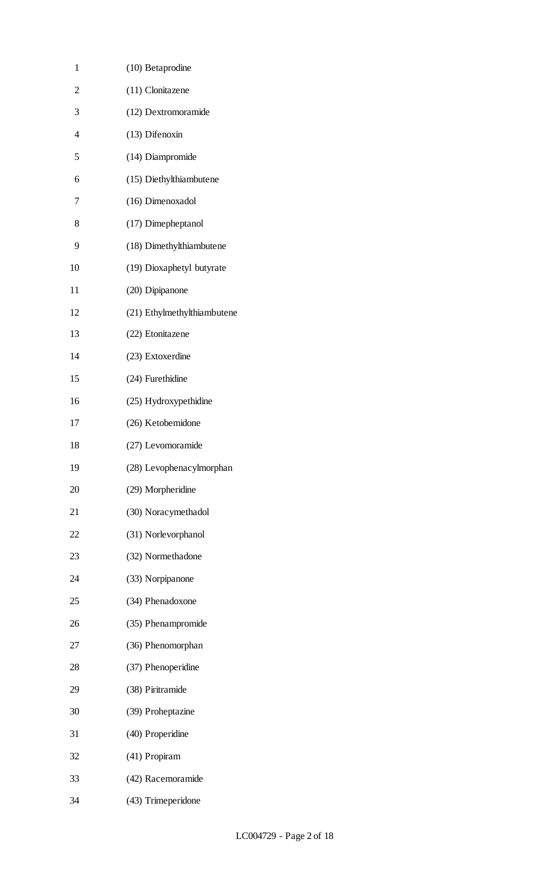(10) Betaprodine

(11) Clonitazene

(12) Dextromoramide

(13) Difenoxin

(14) Diampromide

(15) Diethylthiambutene

(16) Dimenoxadol

(17) Dimepheptanol

(18) Dimethylthiambutene

(19) Dioxaphetyl butyrate

(20) Dipipanone

(21) Ethylmethylthiambutene

(22) Etonitazene

(23) Extoxerdine

(24) Furethidine

(25) Hydroxypethidine

(26) Ketobemidone

(27) Levomoramide

(28) Levophenacylmorphan

(29) Morpheridine

(30) Noracymethadol

(31) Norlevorphanol

(32) Normethadone

(33) Norpipanone

(34) Phenadoxone

(35) Phenampromide

(36) Phenomorphan

(37) Phenoperidine

(38) Piritramide

(39) Proheptazine

(40) Properidine

(41) Propiram

(42) Racemoramide

(43) Trimeperidone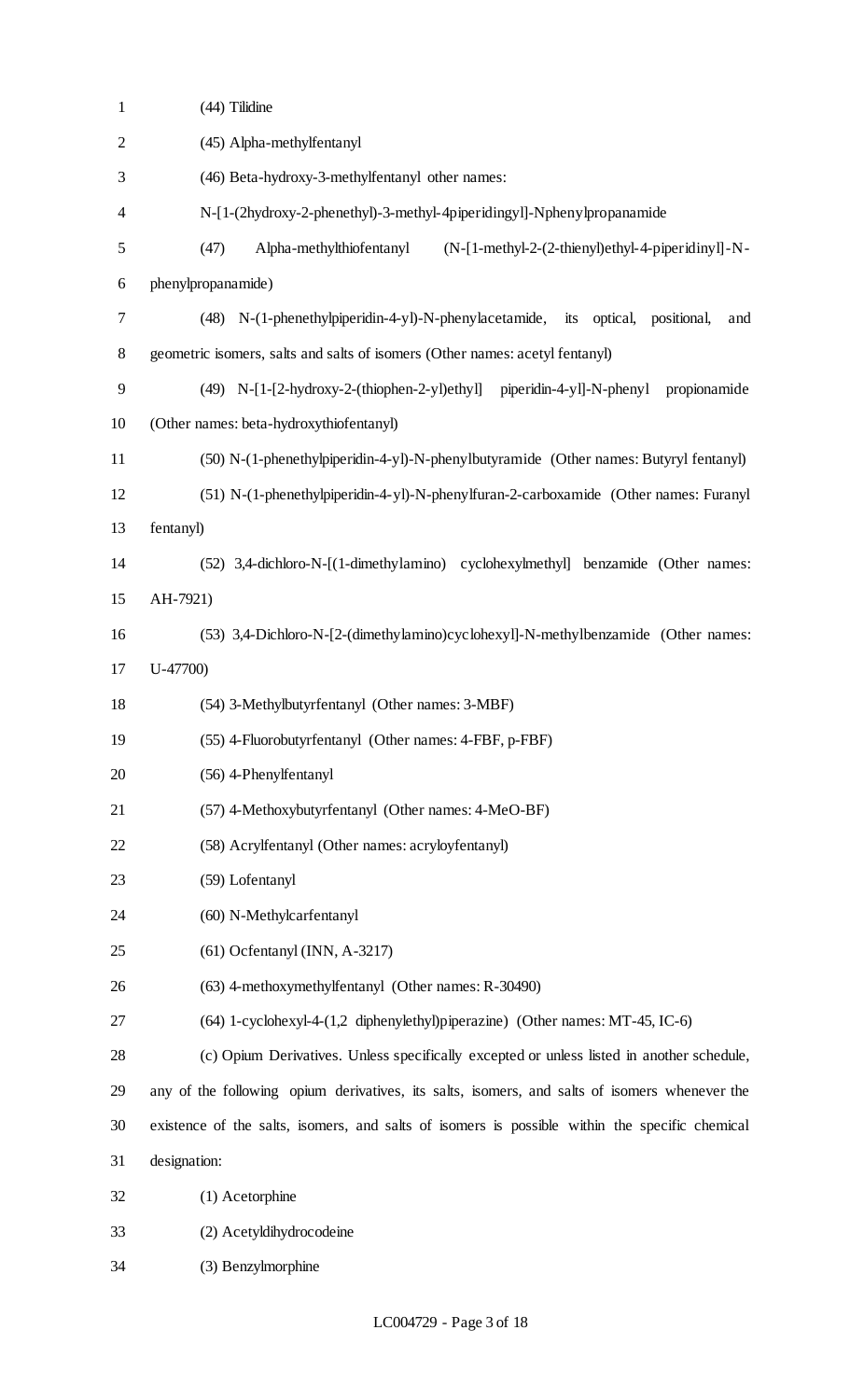(44) Tilidine

(45) Alpha-methylfentanyl

(46) Beta-hydroxy-3-methylfentanyl other names: N-[1-(2hydroxy-2-phenethyl)-3-methyl-4piperidingyl]-Nphenylpropanamide

(47) Alpha-methylthiofentanyl (N-[1-methyl-2-(2-thienyl)ethyl-4-piperidinyl]-N-phenylpropanamide)

(48) N-(1-phenethylpiperidin-4-yl)-N-phenylacetamide, its optical, positional, and geometric isomers, salts and salts of isomers (Other names: acetyl fentanyl)

(49) N-[1-[2-hydroxy-2-(thiophen-2-yl)ethyl] piperidin-4-yl]-N-phenyl propionamide (Other names: beta-hydroxythiofentanyl)

(50) N-(1-phenethylpiperidin-4-yl)-N-phenylbutyramide (Other names: Butyryl fentanyl)

(51) N-(1-phenethylpiperidin-4-yl)-N-phenylfuran-2-carboxamide (Other names: Furanyl fentanyl)

(52) 3,4-dichloro-N-[(1-dimethylamino) cyclohexylmethyl] benzamide (Other names: AH-7921)

(53) 3,4-Dichloro-N-[2-(dimethylamino)cyclohexyl]-N-methylbenzamide (Other names: U-47700)

(54) 3-Methylbutyrfentanyl (Other names: 3-MBF)

(55) 4-Fluorobutyrfentanyl (Other names: 4-FBF, p-FBF)

(56) 4-Phenylfentanyl

(57) 4-Methoxybutyrfentanyl (Other names: 4-MeO-BF)

(58) Acrylfentanyl (Other names: acryloyfentanyl)

(59) Lofentanyl

(60) N-Methylcarfentanyl

(61) Ocfentanyl (INN, A-3217)

(63) 4-methoxymethylfentanyl (Other names: R-30490)

(64) 1-cyclohexyl-4-(1,2 diphenylethyl)piperazine) (Other names: MT-45, IC-6)

(c) Opium Derivatives. Unless specifically excepted or unless listed in another schedule, any of the following opium derivatives, its salts, isomers, and salts of isomers whenever the existence of the salts, isomers, and salts of isomers is possible within the specific chemical designation:

(1) Acetorphine

(2) Acetyldihydrocodeine

(3) Benzylmorphine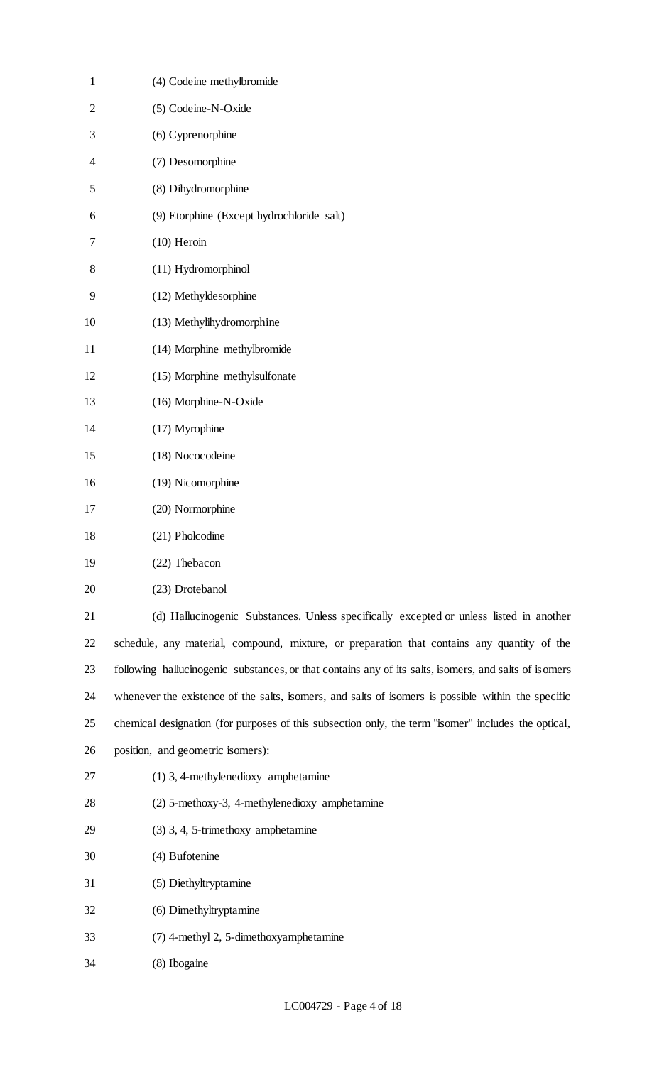(4) Codeine methylbromide

(5) Codeine-N-Oxide

(6) Cyprenorphine

(7) Desomorphine

(8) Dihydromorphine

(9) Etorphine (Except hydrochloride salt)

(10) Heroin

(11) Hydromorphinol

(12) Methyldesorphine

(13) Methylihydromorphine

(14) Morphine methylbromide

(15) Morphine methylsulfonate

(16) Morphine-N-Oxide

(17) Myrophine

(18) Nococodeine

(19) Nicomorphine

(20) Normorphine

(21) Pholcodine

(22) Thebacon

(23) Drotebanol

(d) Hallucinogenic Substances. Unless specifically excepted or unless listed in another schedule, any material, compound, mixture, or preparation that contains any quantity of the following hallucinogenic substances, or that contains any of its salts, isomers, and salts of isomers whenever the existence of the salts, isomers, and salts of isomers is possible within the specific chemical designation (for purposes of this subsection only, the term "isomer" includes the optical, position, and geometric isomers):

(1) 3, 4-methylenedioxy amphetamine

(2) 5-methoxy-3, 4-methylenedioxy amphetamine

(3) 3, 4, 5-trimethoxy amphetamine

(4) Bufotenine

(5) Diethyltryptamine

(6) Dimethyltryptamine

(7) 4-methyl 2, 5-dimethoxyamphetamine

(8) Ibogaine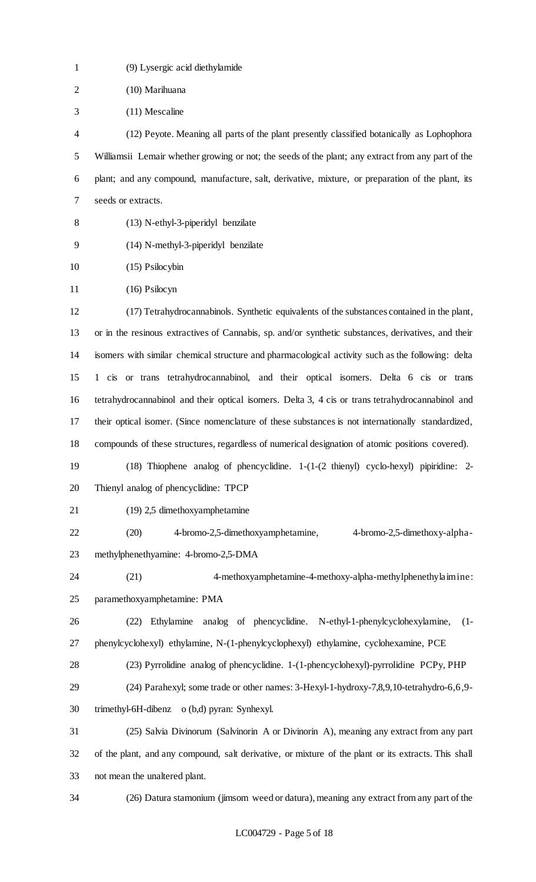(9) Lysergic acid diethylamide

(10) Marihuana

(11) Mescaline

(12) Peyote. Meaning all parts of the plant presently classified botanically as Lophophora Williamsii Lemair whether growing or not; the seeds of the plant; any extract from any part of the plant; and any compound, manufacture, salt, derivative, mixture, or preparation of the plant, its seeds or extracts.

(13) N-ethyl-3-piperidyl benzilate

(14) N-methyl-3-piperidyl benzilate

(15) Psilocybin

(16) Psilocyn

(17) Tetrahydrocannabinols. Synthetic equivalents of the substances contained in the plant, or in the resinous extractives of Cannabis, sp. and/or synthetic substances, derivatives, and their isomers with similar chemical structure and pharmacological activity such as the following: delta 1 cis or trans tetrahydrocannabinol, and their optical isomers. Delta 6 cis or trans tetrahydrocannabinol and their optical isomers. Delta 3, 4 cis or trans tetrahydrocannabinol and their optical isomer. (Since nomenclature of these substances is not internationally standardized, compounds of these structures, regardless of numerical designation of atomic positions covered).

(18) Thiophene analog of phencyclidine. 1-(1-(2 thienyl) cyclo-hexyl) pipiridine: 2-Thienyl analog of phencyclidine: TPCP

(19) 2,5 dimethoxyamphetamine

(20) 4-bromo-2,5-dimethoxyamphetamine, 4-bromo-2,5-dimethoxy-alpha-methylphenethyamine: 4-bromo-2,5-DMA

(21) 4-methoxyamphetamine-4-methoxy-alpha-methylphenethylaimine: paramethoxyamphetamine: PMA

(22) Ethylamine analog of phencyclidine. N-ethyl-1-phenylcyclohexylamine, (1-phenylcyclohexyl) ethylamine, N-(1-phenylcyclophexyl) ethylamine, cyclohexamine, PCE

(23) Pyrrolidine analog of phencyclidine. 1-(1-phencyclohexyl)-pyrrolidine PCPy, PHP

(24) Parahexyl; some trade or other names: 3-Hexyl-1-hydroxy-7,8,9,10-tetrahydro-6,6,9-trimethyl-6H-dibenz o (b,d) pyran: Synhexyl.

(25) Salvia Divinorum (Salvinorin A or Divinorin A), meaning any extract from any part of the plant, and any compound, salt derivative, or mixture of the plant or its extracts. This shall not mean the unaltered plant.

(26) Datura stamonium (jimsom weed or datura), meaning any extract from any part of the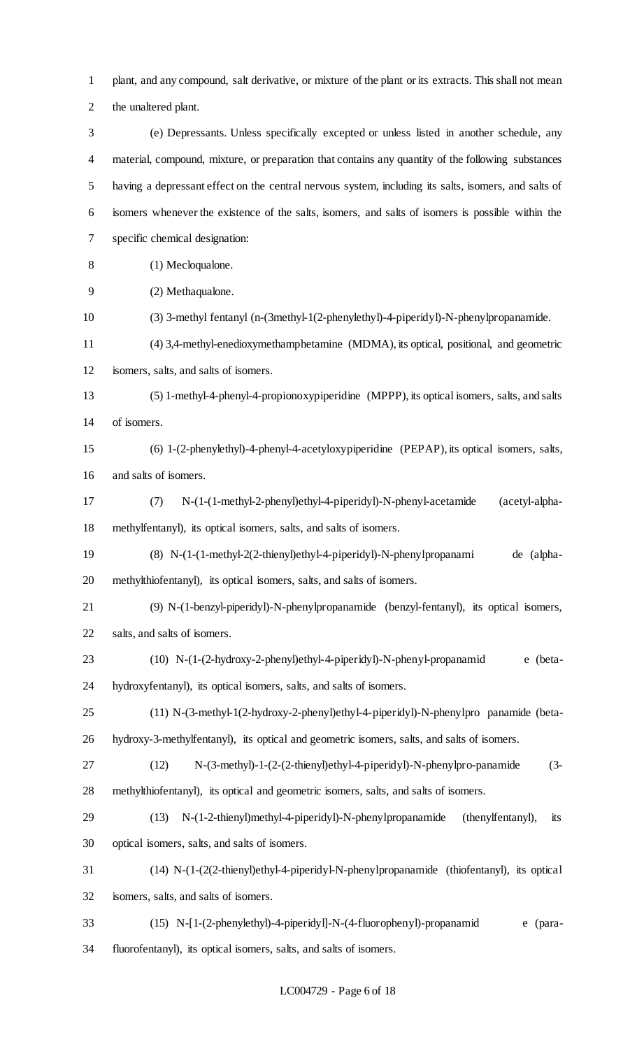plant, and any compound, salt derivative, or mixture of the plant or its extracts. This shall not mean the unaltered plant.

(e) Depressants. Unless specifically excepted or unless listed in another schedule, any material, compound, mixture, or preparation that contains any quantity of the following substances having a depressant effect on the central nervous system, including its salts, isomers, and salts of isomers whenever the existence of the salts, isomers, and salts of isomers is possible within the specific chemical designation:

(1) Mecloqualone.

(2) Methaqualone.

(3) 3-methyl fentanyl (n-(3methyl-1(2-phenylethyl)-4-piperidyl)-N-phenylpropanamide.

(4) 3,4-methyl-enedioxymethamphetamine (MDMA), its optical, positional, and geometric isomers, salts, and salts of isomers.

(5) 1-methyl-4-phenyl-4-propionoxypiperidine (MPPP), its optical isomers, salts, and salts of isomers.

(6) 1-(2-phenylethyl)-4-phenyl-4-acetyloxypiperidine (PEPAP), its optical isomers, salts, and salts of isomers.

(7) N-(1-(1-methyl-2-phenyl)ethyl-4-piperidyl)-N-phenyl-acetamide (acetyl-alpha-methylfentanyl), its optical isomers, salts, and salts of isomers.

(8) N-(1-(1-methyl-2(2-thienyl)ethyl-4-piperidyl)-N-phenylpropanami de (alpha-methylthiofentanyl), its optical isomers, salts, and salts of isomers.

(9) N-(1-benzyl-piperidyl)-N-phenylpropanamide (benzyl-fentanyl), its optical isomers, salts, and salts of isomers.

(10) N-(1-(2-hydroxy-2-phenyl)ethyl-4-piperidyl)-N-phenyl-propanamid e (beta-hydroxyfentanyl), its optical isomers, salts, and salts of isomers.

(11) N-(3-methyl-1(2-hydroxy-2-phenyl)ethyl-4-piperidyl)-N-phenylpro panamide (beta-hydroxy-3-methylfentanyl), its optical and geometric isomers, salts, and salts of isomers.

(12) N-(3-methyl)-1-(2-(2-thienyl)ethyl-4-piperidyl)-N-phenylpro-panamide (3-methylthiofentanyl), its optical and geometric isomers, salts, and salts of isomers.

(13) N-(1-2-thienyl)methyl-4-piperidyl)-N-phenylpropanamide (thenylfentanyl), its optical isomers, salts, and salts of isomers.

(14) N-(1-(2(2-thienyl)ethyl-4-piperidyl-N-phenylpropanamide (thiofentanyl), its optical isomers, salts, and salts of isomers.

(15) N-[1-(2-phenylethyl)-4-piperidyl]-N-(4-fluorophenyl)-propanamid e (para-fluorofentanyl), its optical isomers, salts, and salts of isomers.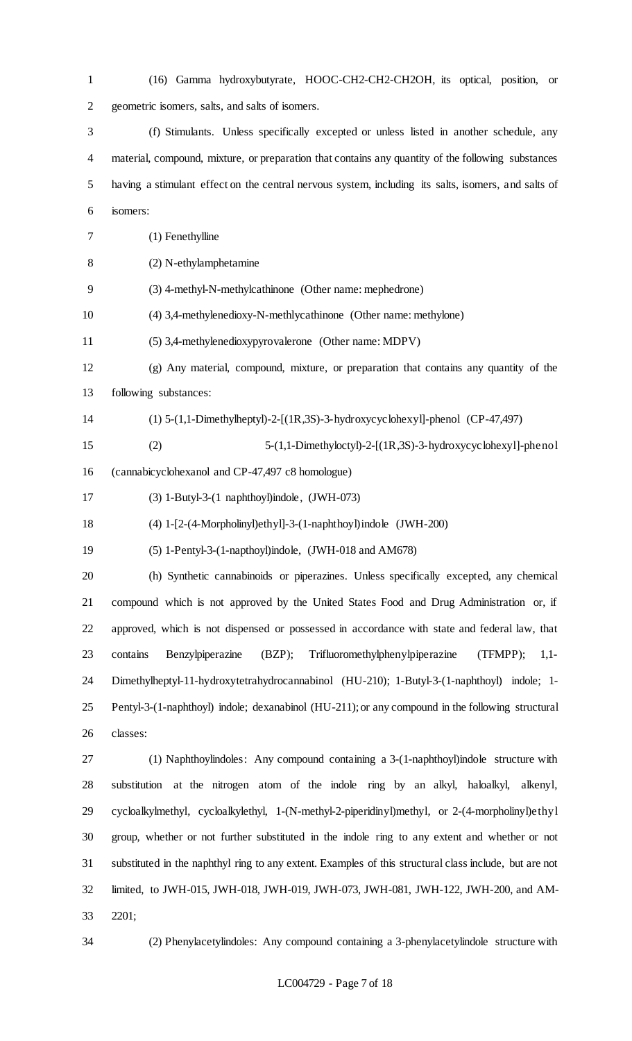(16) Gamma hydroxybutyrate, HOOC-CH2-CH2-CH2OH, its optical, position, or geometric isomers, salts, and salts of isomers.

(f) Stimulants. Unless specifically excepted or unless listed in another schedule, any material, compound, mixture, or preparation that contains any quantity of the following substances having a stimulant effect on the central nervous system, including its salts, isomers, and salts of isomers:

(1) Fenethylline

(2) N-ethylamphetamine

(3) 4-methyl-N-methylcathinone (Other name: mephedrone)

(4) 3,4-methylenedioxy-N-methlycathinone (Other name: methylone)

(5) 3,4-methylenedioxypyrovalerone (Other name: MDPV)

(g) Any material, compound, mixture, or preparation that contains any quantity of the following substances:

(1) 5-(1,1-Dimethylheptyl)-2-[(1R,3S)-3-hydroxycyclohexyl]-phenol (CP-47,497)

(2) 5-(1,1-Dimethyloctyl)-2-[(1R,3S)-3-hydroxycyclohexyl]-phenol (cannabicyclohexanol and CP-47,497 c8 homologue)

(3) 1-Butyl-3-(1 naphthoyl)indole, (JWH-073)

(4) 1-[2-(4-Morpholinyl)ethyl]-3-(1-naphthoyl)indole (JWH-200)

(5) 1-Pentyl-3-(1-napthoyl)indole, (JWH-018 and AM678)

(h) Synthetic cannabinoids or piperazines. Unless specifically excepted, any chemical compound which is not approved by the United States Food and Drug Administration or, if approved, which is not dispensed or possessed in accordance with state and federal law, that contains Benzylpiperazine (BZP); Trifluoromethylphenylpiperazine (TFMPP); 1,1-Dimethylheptyl-11-hydroxytetrahydrocannabinol (HU-210); 1-Butyl-3-(1-naphthoyl) indole; 1-Pentyl-3-(1-naphthoyl) indole; dexanabinol (HU-211); or any compound in the following structural classes:

(1) Naphthoylindoles: Any compound containing a 3-(1-naphthoyl)indole structure with substitution at the nitrogen atom of the indole ring by an alkyl, haloalkyl, alkenyl, cycloalkylmethyl, cycloalkylethyl, 1-(N-methyl-2-piperidinyl)methyl, or 2-(4-morpholinyl)ethyl group, whether or not further substituted in the indole ring to any extent and whether or not substituted in the naphthyl ring to any extent. Examples of this structural class include, but are not limited, to JWH-015, JWH-018, JWH-019, JWH-073, JWH-081, JWH-122, JWH-200, and AM-2201;

(2) Phenylacetylindoles: Any compound containing a 3-phenylacetylindole structure with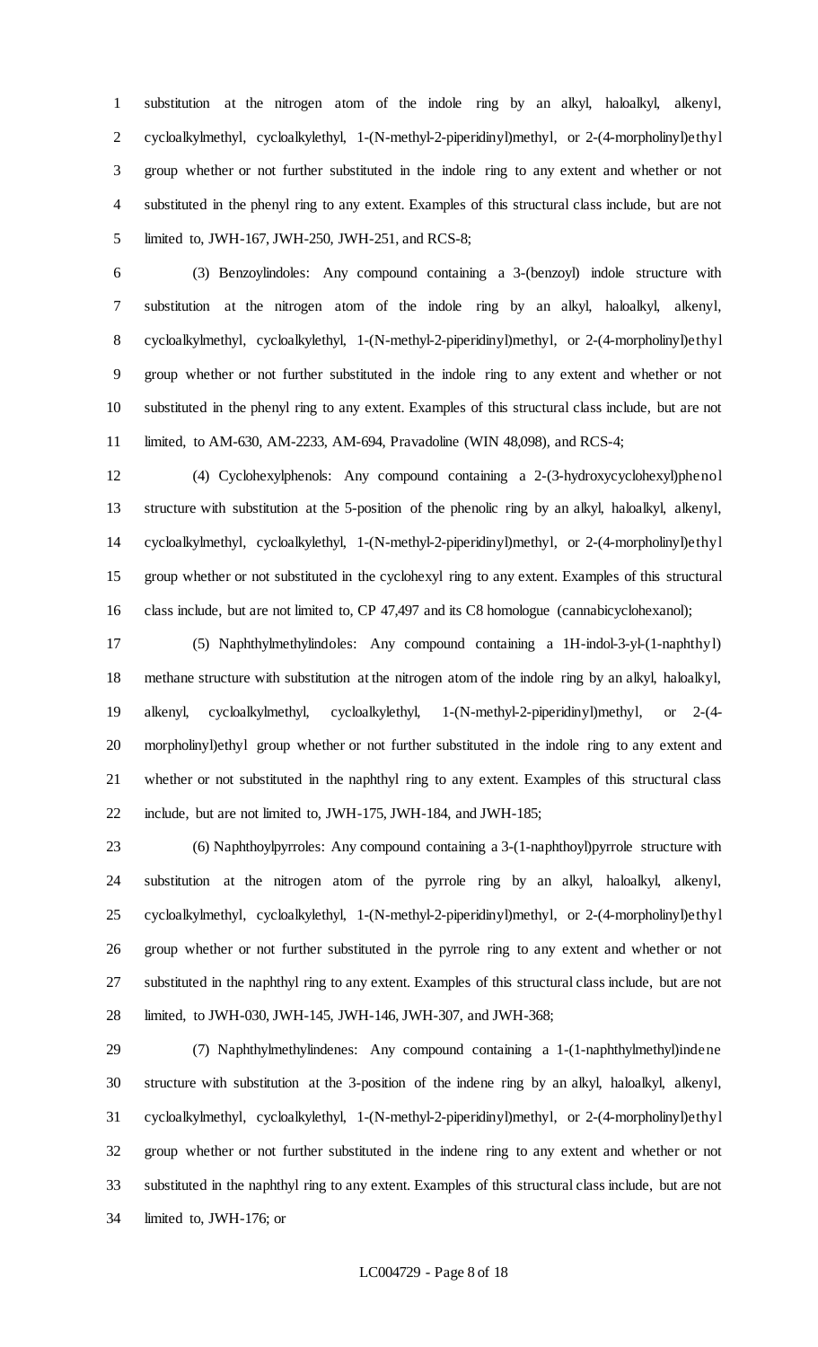substitution at the nitrogen atom of the indole ring by an alkyl, haloalkyl, alkenyl, cycloalkylmethyl, cycloalkylethyl, 1-(N-methyl-2-piperidinyl)methyl, or 2-(4-morpholinyl)ethyl group whether or not further substituted in the indole ring to any extent and whether or not substituted in the phenyl ring to any extent. Examples of this structural class include, but are not limited to, JWH-167, JWH-250, JWH-251, and RCS-8;

(3) Benzoylindoles: Any compound containing a 3-(benzoyl) indole structure with substitution at the nitrogen atom of the indole ring by an alkyl, haloalkyl, alkenyl, cycloalkylmethyl, cycloalkylethyl, 1-(N-methyl-2-piperidinyl)methyl, or 2-(4-morpholinyl)ethyl group whether or not further substituted in the indole ring to any extent and whether or not substituted in the phenyl ring to any extent. Examples of this structural class include, but are not limited, to AM-630, AM-2233, AM-694, Pravadoline (WIN 48,098), and RCS-4;

(4) Cyclohexylphenols: Any compound containing a 2-(3-hydroxycyclohexyl)phenol structure with substitution at the 5-position of the phenolic ring by an alkyl, haloalkyl, alkenyl, cycloalkylmethyl, cycloalkylethyl, 1-(N-methyl-2-piperidinyl)methyl, or 2-(4-morpholinyl)ethyl group whether or not substituted in the cyclohexyl ring to any extent. Examples of this structural class include, but are not limited to, CP 47,497 and its C8 homologue (cannabicyclohexanol);

(5) Naphthylmethylindoles: Any compound containing a 1H-indol-3-yl-(1-naphthyl) methane structure with substitution at the nitrogen atom of the indole ring by an alkyl, haloalkyl, alkenyl, cycloalkylmethyl, cycloalkylethyl, 1-(N-methyl-2-piperidinyl)methyl, or 2-(4-morpholinyl)ethyl group whether or not further substituted in the indole ring to any extent and whether or not substituted in the naphthyl ring to any extent. Examples of this structural class include, but are not limited to, JWH-175, JWH-184, and JWH-185;

(6) Naphthoylpyrroles: Any compound containing a 3-(1-naphthoyl)pyrrole structure with substitution at the nitrogen atom of the pyrrole ring by an alkyl, haloalkyl, alkenyl, cycloalkylmethyl, cycloalkylethyl, 1-(N-methyl-2-piperidinyl)methyl, or 2-(4-morpholinyl)ethyl group whether or not further substituted in the pyrrole ring to any extent and whether or not substituted in the naphthyl ring to any extent. Examples of this structural class include, but are not limited, to JWH-030, JWH-145, JWH-146, JWH-307, and JWH-368;

(7) Naphthylmethylindenes: Any compound containing a 1-(1-naphthylmethyl)indene structure with substitution at the 3-position of the indene ring by an alkyl, haloalkyl, alkenyl, cycloalkylmethyl, cycloalkylethyl, 1-(N-methyl-2-piperidinyl)methyl, or 2-(4-morpholinyl)ethyl group whether or not further substituted in the indene ring to any extent and whether or not substituted in the naphthyl ring to any extent. Examples of this structural class include, but are not limited to, JWH-176; or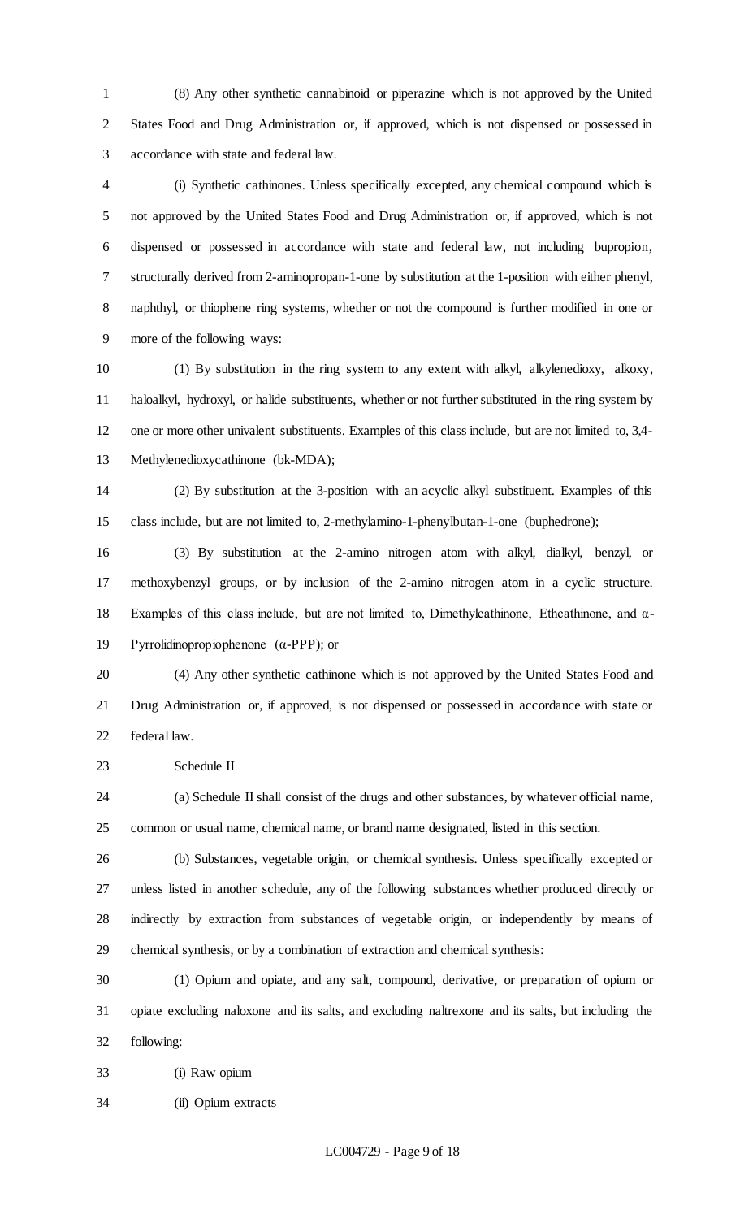(8) Any other synthetic cannabinoid or piperazine which is not approved by the United States Food and Drug Administration or, if approved, which is not dispensed or possessed in accordance with state and federal law.

(i) Synthetic cathinones. Unless specifically excepted, any chemical compound which is not approved by the United States Food and Drug Administration or, if approved, which is not dispensed or possessed in accordance with state and federal law, not including bupropion, structurally derived from 2-aminopropan-1-one by substitution at the 1-position with either phenyl, naphthyl, or thiophene ring systems, whether or not the compound is further modified in one or more of the following ways:

(1) By substitution in the ring system to any extent with alkyl, alkylenedioxy, alkoxy, haloalkyl, hydroxyl, or halide substituents, whether or not further substituted in the ring system by one or more other univalent substituents. Examples of this class include, but are not limited to, 3,4-Methylenedioxycathinone (bk-MDA);

(2) By substitution at the 3-position with an acyclic alkyl substituent. Examples of this class include, but are not limited to, 2-methylamino-1-phenylbutan-1-one (buphedrone);

(3) By substitution at the 2-amino nitrogen atom with alkyl, dialkyl, benzyl, or methoxybenzyl groups, or by inclusion of the 2-amino nitrogen atom in a cyclic structure. Examples of this class include, but are not limited to, Dimethylcathinone, Ethcathinone, and α-Pyrrolidinopropiophenone (α-PPP); or

(4) Any other synthetic cathinone which is not approved by the United States Food and Drug Administration or, if approved, is not dispensed or possessed in accordance with state or federal law.

Schedule II

(a) Schedule II shall consist of the drugs and other substances, by whatever official name, common or usual name, chemical name, or brand name designated, listed in this section.

(b) Substances, vegetable origin, or chemical synthesis. Unless specifically excepted or unless listed in another schedule, any of the following substances whether produced directly or indirectly by extraction from substances of vegetable origin, or independently by means of chemical synthesis, or by a combination of extraction and chemical synthesis:

(1) Opium and opiate, and any salt, compound, derivative, or preparation of opium or opiate excluding naloxone and its salts, and excluding naltrexone and its salts, but including the following:

(i) Raw opium

(ii) Opium extracts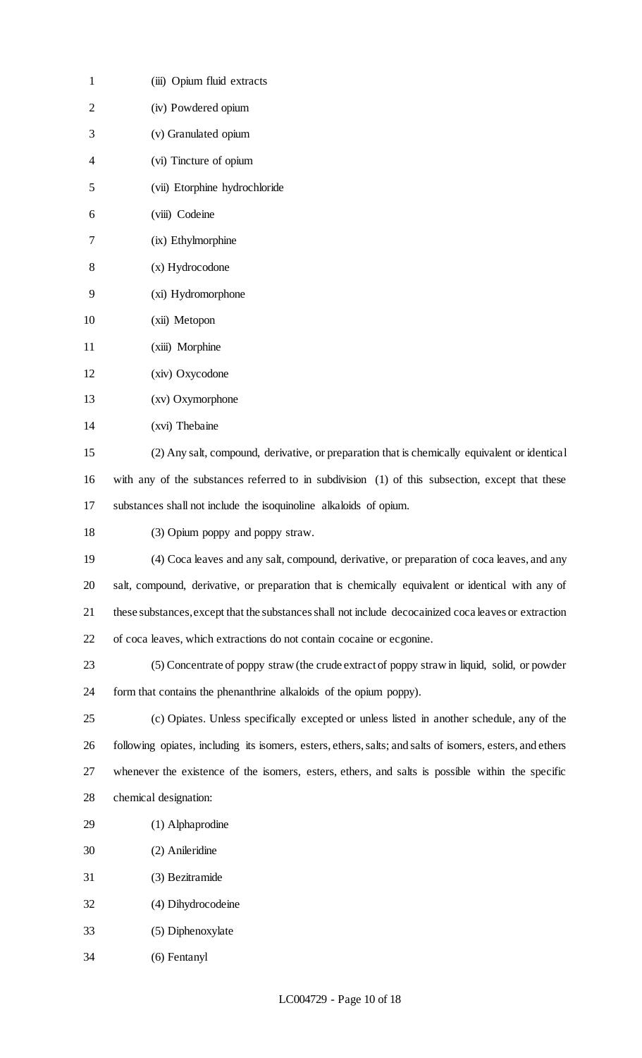(iii) Opium fluid extracts

(iv) Powdered opium

(v) Granulated opium

(vi) Tincture of opium

(vii) Etorphine hydrochloride

(viii) Codeine

(ix) Ethylmorphine

(x) Hydrocodone

(xi) Hydromorphone

(xii) Metopon

(xiii) Morphine

(xiv) Oxycodone

(xv) Oxymorphone

(xvi) Thebaine

(2) Any salt, compound, derivative, or preparation that is chemically equivalent or identical with any of the substances referred to in subdivision (1) of this subsection, except that these substances shall not include the isoquinoline alkaloids of opium.

(3) Opium poppy and poppy straw.

(4) Coca leaves and any salt, compound, derivative, or preparation of coca leaves, and any salt, compound, derivative, or preparation that is chemically equivalent or identical with any of these substances, except that the substances shall not include decocainized coca leaves or extraction of coca leaves, which extractions do not contain cocaine or ecgonine.

(5) Concentrate of poppy straw (the crude extract of poppy straw in liquid, solid, or powder form that contains the phenanthrine alkaloids of the opium poppy).

(c) Opiates. Unless specifically excepted or unless listed in another schedule, any of the following opiates, including its isomers, esters, ethers, salts; and salts of isomers, esters, and ethers whenever the existence of the isomers, esters, ethers, and salts is possible within the specific chemical designation:

(1) Alphaprodine

(2) Anileridine

(3) Bezitramide

(4) Dihydrocodeine

(5) Diphenoxylate

(6) Fentanyl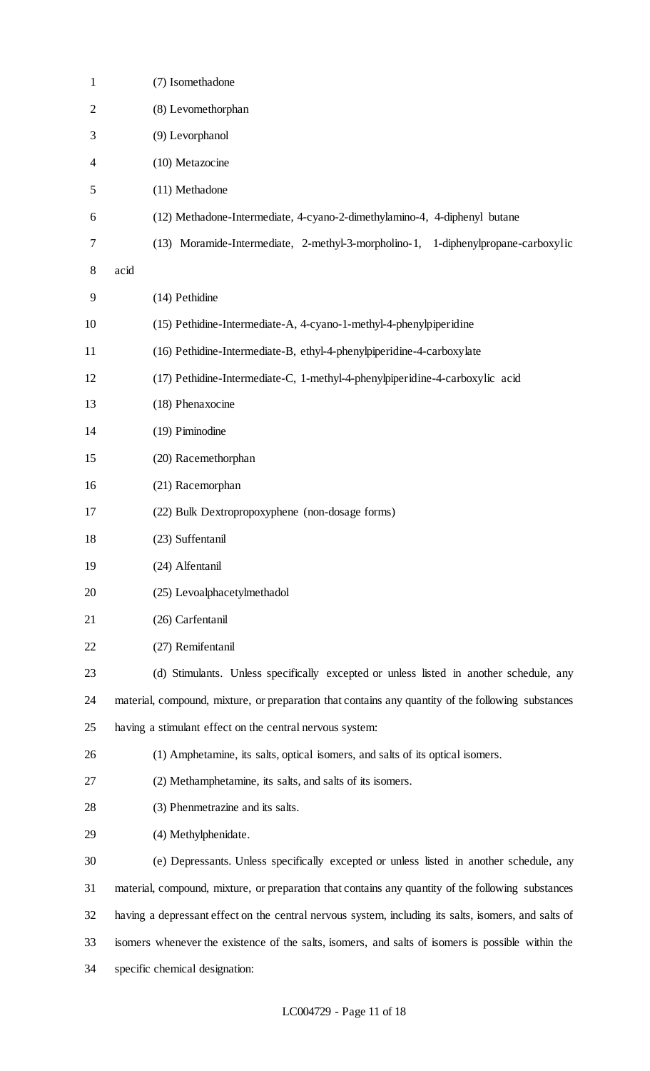(7) Isomethadone

(8) Levomethorphan

(9) Levorphanol

(10) Metazocine

(11) Methadone

(12) Methadone-Intermediate, 4-cyano-2-dimethylamino-4, 4-diphenyl butane

(13) Moramide-Intermediate, 2-methyl-3-morpholino-1, 1-diphenylpropane-carboxylic acid

(14) Pethidine

(15) Pethidine-Intermediate-A, 4-cyano-1-methyl-4-phenylpiperidine

(16) Pethidine-Intermediate-B, ethyl-4-phenylpiperidine-4-carboxylate

(17) Pethidine-Intermediate-C, 1-methyl-4-phenylpiperidine-4-carboxylic acid

(18) Phenaxocine

(19) Piminodine

(20) Racemethorphan

(21) Racemorphan

(22) Bulk Dextropropoxyphene (non-dosage forms)

(23) Suffentanil

(24) Alfentanil

(25) Levoalphacetylmethadol

(26) Carfentanil

(27) Remifentanil

(d) Stimulants. Unless specifically excepted or unless listed in another schedule, any material, compound, mixture, or preparation that contains any quantity of the following substances having a stimulant effect on the central nervous system:

(1) Amphetamine, its salts, optical isomers, and salts of its optical isomers.

(2) Methamphetamine, its salts, and salts of its isomers.

(3) Phenmetrazine and its salts.

(4) Methylphenidate.

(e) Depressants. Unless specifically excepted or unless listed in another schedule, any material, compound, mixture, or preparation that contains any quantity of the following substances having a depressant effect on the central nervous system, including its salts, isomers, and salts of isomers whenever the existence of the salts, isomers, and salts of isomers is possible within the specific chemical designation: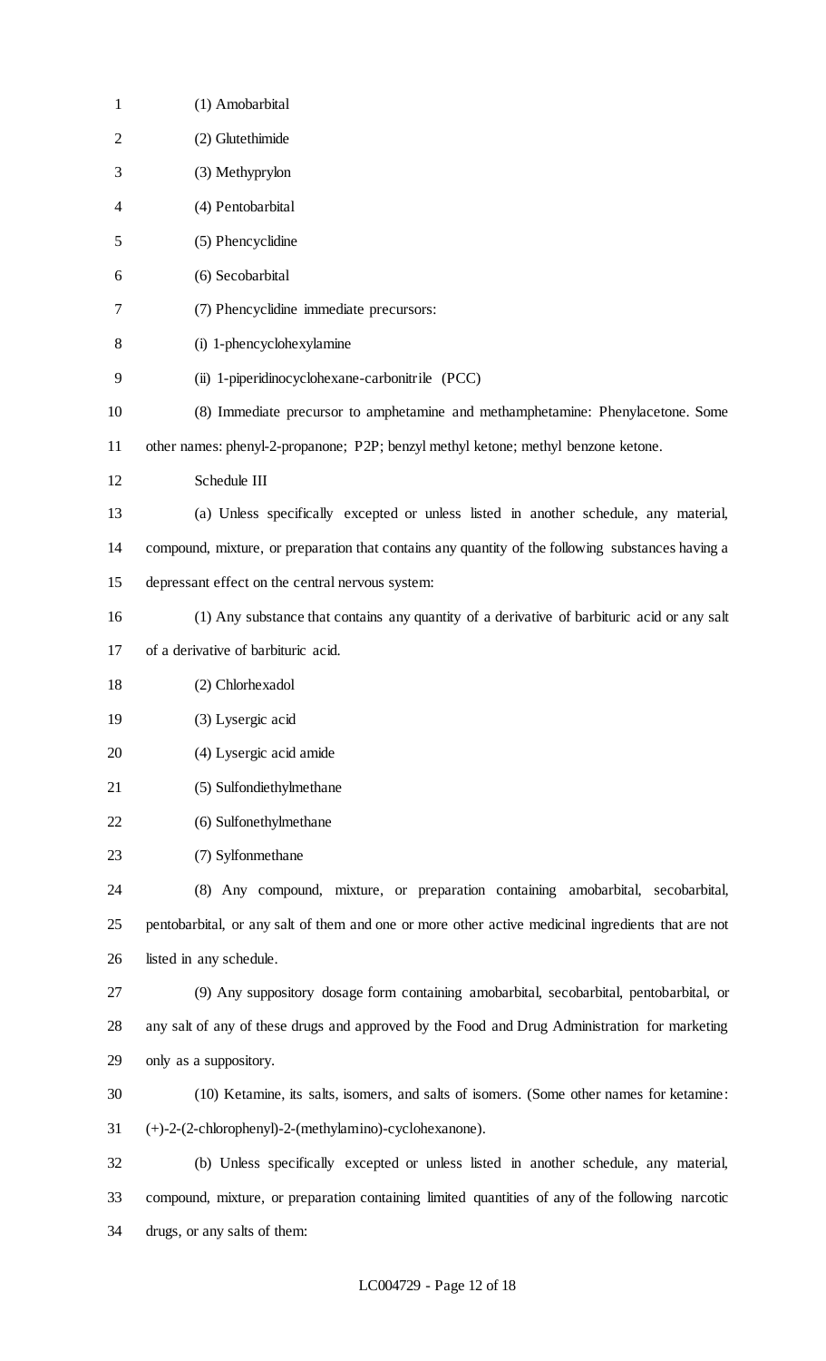(1) Amobarbital

(2) Glutethimide

(3) Methyprylon

(4) Pentobarbital

(5) Phencyclidine

(6) Secobarbital

(7) Phencyclidine immediate precursors:

(i) 1-phencyclohexylamine

(ii) 1-piperidinocyclohexane-carbonitrile (PCC)

(8) Immediate precursor to amphetamine and methamphetamine: Phenylacetone. Some other names: phenyl-2-propanone; P2P; benzyl methyl ketone; methyl benzone ketone.

Schedule III

(a) Unless specifically excepted or unless listed in another schedule, any material, compound, mixture, or preparation that contains any quantity of the following substances having a depressant effect on the central nervous system:

(1) Any substance that contains any quantity of a derivative of barbituric acid or any salt of a derivative of barbituric acid.

(2) Chlorhexadol

(3) Lysergic acid

(4) Lysergic acid amide

(5) Sulfondiethylmethane

(6) Sulfonethylmethane

(7) Sylfonmethane

(8) Any compound, mixture, or preparation containing amobarbital, secobarbital, pentobarbital, or any salt of them and one or more other active medicinal ingredients that are not listed in any schedule.

(9) Any suppository dosage form containing amobarbital, secobarbital, pentobarbital, or any salt of any of these drugs and approved by the Food and Drug Administration for marketing only as a suppository.

(10) Ketamine, its salts, isomers, and salts of isomers. (Some other names for ketamine: (+)-2-(2-chlorophenyl)-2-(methylamino)-cyclohexanone).

(b) Unless specifically excepted or unless listed in another schedule, any material, compound, mixture, or preparation containing limited quantities of any of the following narcotic drugs, or any salts of them: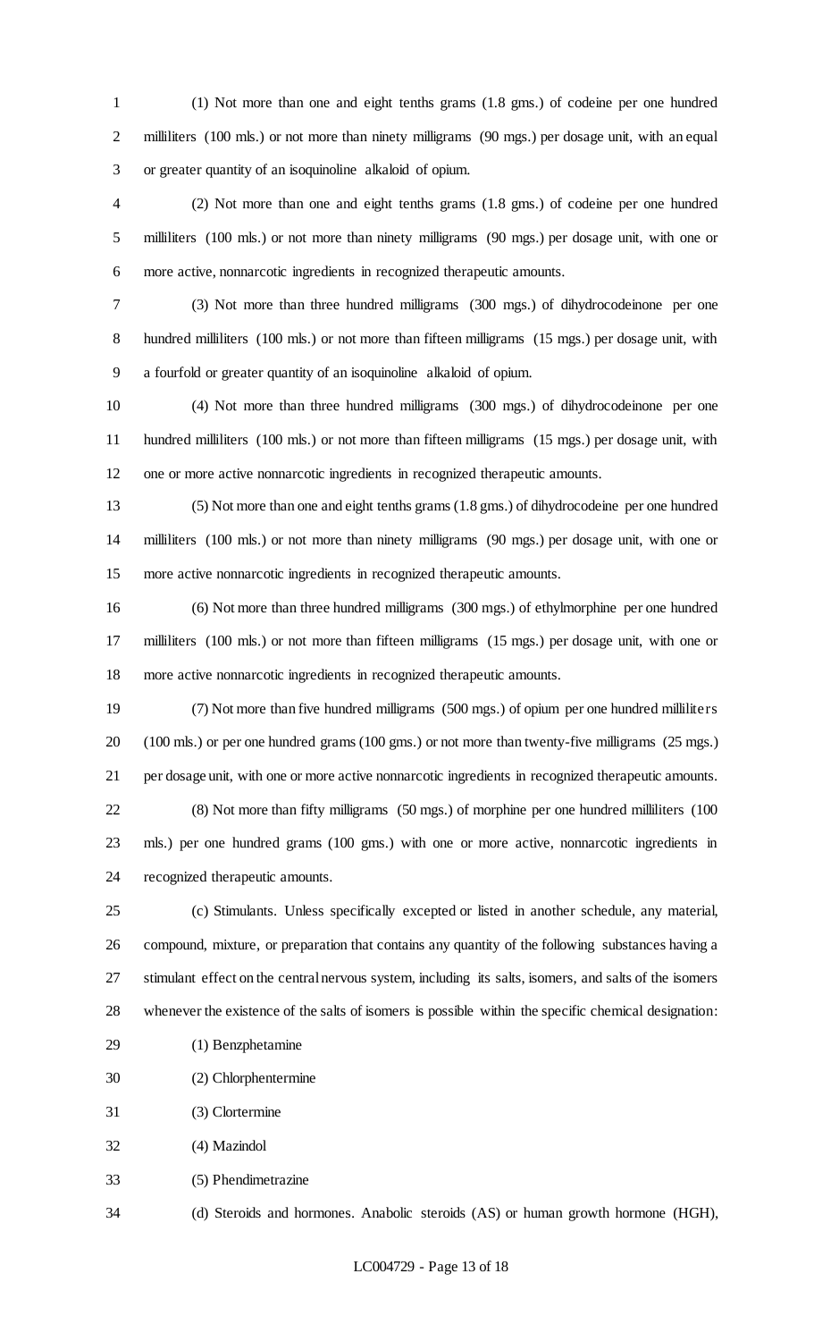(1) Not more than one and eight tenths grams (1.8 gms.) of codeine per one hundred milliliters (100 mls.) or not more than ninety milligrams (90 mgs.) per dosage unit, with an equal or greater quantity of an isoquinoline alkaloid of opium.

(2) Not more than one and eight tenths grams (1.8 gms.) of codeine per one hundred milliliters (100 mls.) or not more than ninety milligrams (90 mgs.) per dosage unit, with one or more active, nonnarcotic ingredients in recognized therapeutic amounts.

(3) Not more than three hundred milligrams (300 mgs.) of dihydrocodeinone per one hundred milliliters (100 mls.) or not more than fifteen milligrams (15 mgs.) per dosage unit, with a fourfold or greater quantity of an isoquinoline alkaloid of opium.

(4) Not more than three hundred milligrams (300 mgs.) of dihydrocodeinone per one hundred milliliters (100 mls.) or not more than fifteen milligrams (15 mgs.) per dosage unit, with one or more active nonnarcotic ingredients in recognized therapeutic amounts.

(5) Not more than one and eight tenths grams (1.8 gms.) of dihydrocodeine per one hundred milliliters (100 mls.) or not more than ninety milligrams (90 mgs.) per dosage unit, with one or more active nonnarcotic ingredients in recognized therapeutic amounts.

(6) Not more than three hundred milligrams (300 mgs.) of ethylmorphine per one hundred milliliters (100 mls.) or not more than fifteen milligrams (15 mgs.) per dosage unit, with one or more active nonnarcotic ingredients in recognized therapeutic amounts.

(7) Not more than five hundred milligrams (500 mgs.) of opium per one hundred milliliters (100 mls.) or per one hundred grams (100 gms.) or not more than twenty-five milligrams (25 mgs.) per dosage unit, with one or more active nonnarcotic ingredients in recognized therapeutic amounts.

(8) Not more than fifty milligrams (50 mgs.) of morphine per one hundred milliliters (100 mls.) per one hundred grams (100 gms.) with one or more active, nonnarcotic ingredients in recognized therapeutic amounts.

(c) Stimulants. Unless specifically excepted or listed in another schedule, any material, compound, mixture, or preparation that contains any quantity of the following substances having a stimulant effect on the central nervous system, including its salts, isomers, and salts of the isomers whenever the existence of the salts of isomers is possible within the specific chemical designation:

(1) Benzphetamine

(2) Chlorphentermine

(3) Clortermine

(4) Mazindol

(5) Phendimetrazine

(d) Steroids and hormones. Anabolic steroids (AS) or human growth hormone (HGH),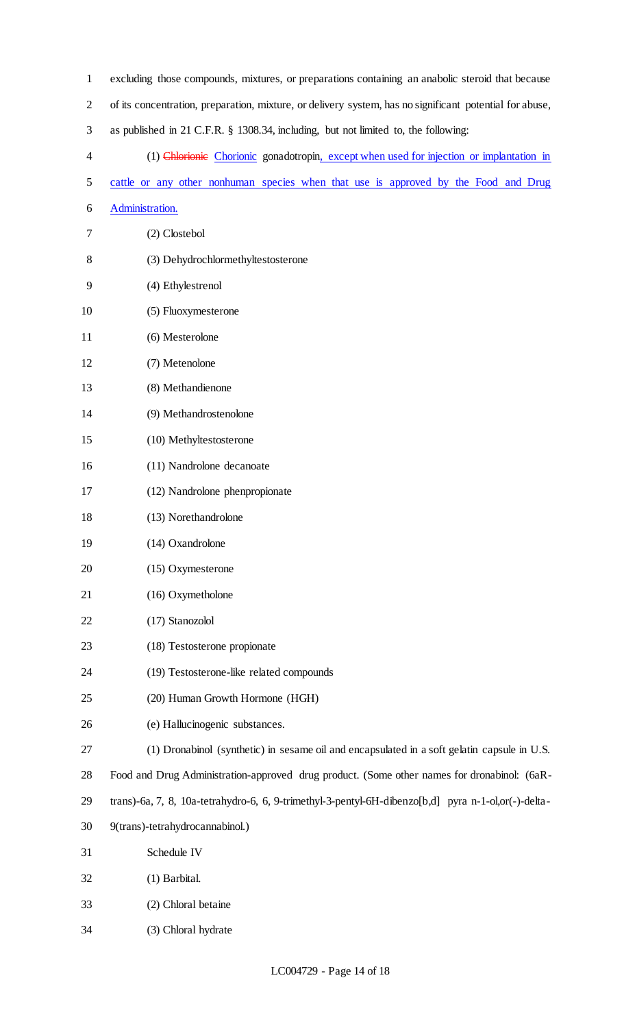excluding those compounds, mixtures, or preparations containing an anabolic steroid that because of its concentration, preparation, mixture, or delivery system, has no significant potential for abuse, as published in 21 C.F.R. § 1308.34, including, but not limited to, the following:

(1) ~~Chlorionic~~ Chorionic gonadotropin, except when used for injection or implantation in cattle or any other nonhuman species when that use is approved by the Food and Drug Administration.

(2) Clostebol

(3) Dehydrochlormethyltestosterone

(4) Ethylestrenol

(5) Fluoxymesterone

(6) Mesterolone

(7) Metenolone

(8) Methandienone

(9) Methandrostenolone

(10) Methyltestosterone

(11) Nandrolone decanoate

(12) Nandrolone phenpropionate

(13) Norethandrolone

(14) Oxandrolone

(15) Oxymesterone

(16) Oxymetholone

(17) Stanozolol

(18) Testosterone propionate

(19) Testosterone-like related compounds

(20) Human Growth Hormone (HGH)

(e) Hallucinogenic substances.

(1) Dronabinol (synthetic) in sesame oil and encapsulated in a soft gelatin capsule in U.S. Food and Drug Administration-approved drug product. (Some other names for dronabinol: (6aR-trans)-6a, 7, 8, 10a-tetrahydro-6, 6, 9-trimethyl-3-pentyl-6H-dibenzo[b,d] pyra n-1-ol,or(-)-delta-9(trans)-tetrahydrocannabinol.)

Schedule IV

(1) Barbital.

(2) Chloral betaine

(3) Chloral hydrate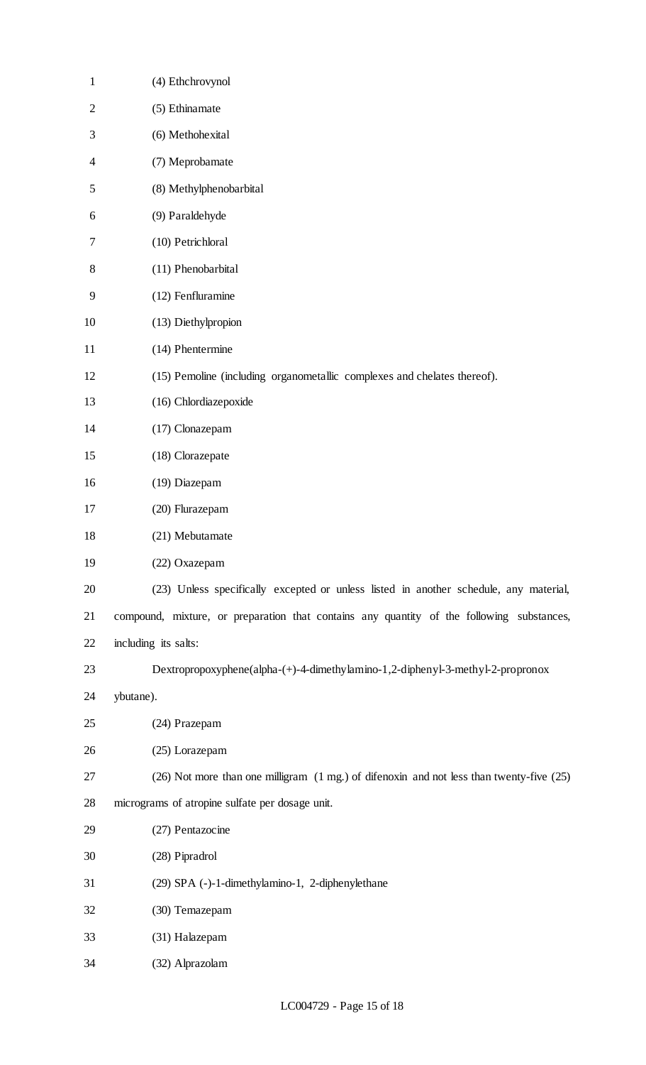(4) Ethchrovynol

(5) Ethinamate

(6) Methohexital

(7) Meprobamate

(8) Methylphenobarbital

(9) Paraldehyde

(10) Petrichloral

(11) Phenobarbital

(12) Fenfluramine

(13) Diethylpropion

(14) Phentermine

(15) Pemoline (including organometallic complexes and chelates thereof).

(16) Chlordiazepoxide

(17) Clonazepam

(18) Clorazepate

(19) Diazepam

(20) Flurazepam

(21) Mebutamate

(22) Oxazepam

(23) Unless specifically excepted or unless listed in another schedule, any material, compound, mixture, or preparation that contains any quantity of the following substances, including its salts:

Dextropropoxyphene(alpha-(+)-4-dimethylamino-1,2-diphenyl-3-methyl-2-propronox ybutane).

(24) Prazepam

(25) Lorazepam

(26) Not more than one milligram (1 mg.) of difenoxin and not less than twenty-five (25) micrograms of atropine sulfate per dosage unit.

(27) Pentazocine

(28) Pipradrol

(29) SPA (-)-1-dimethylamino-1, 2-diphenylethane

(30) Temazepam

(31) Halazepam

(32) Alprazolam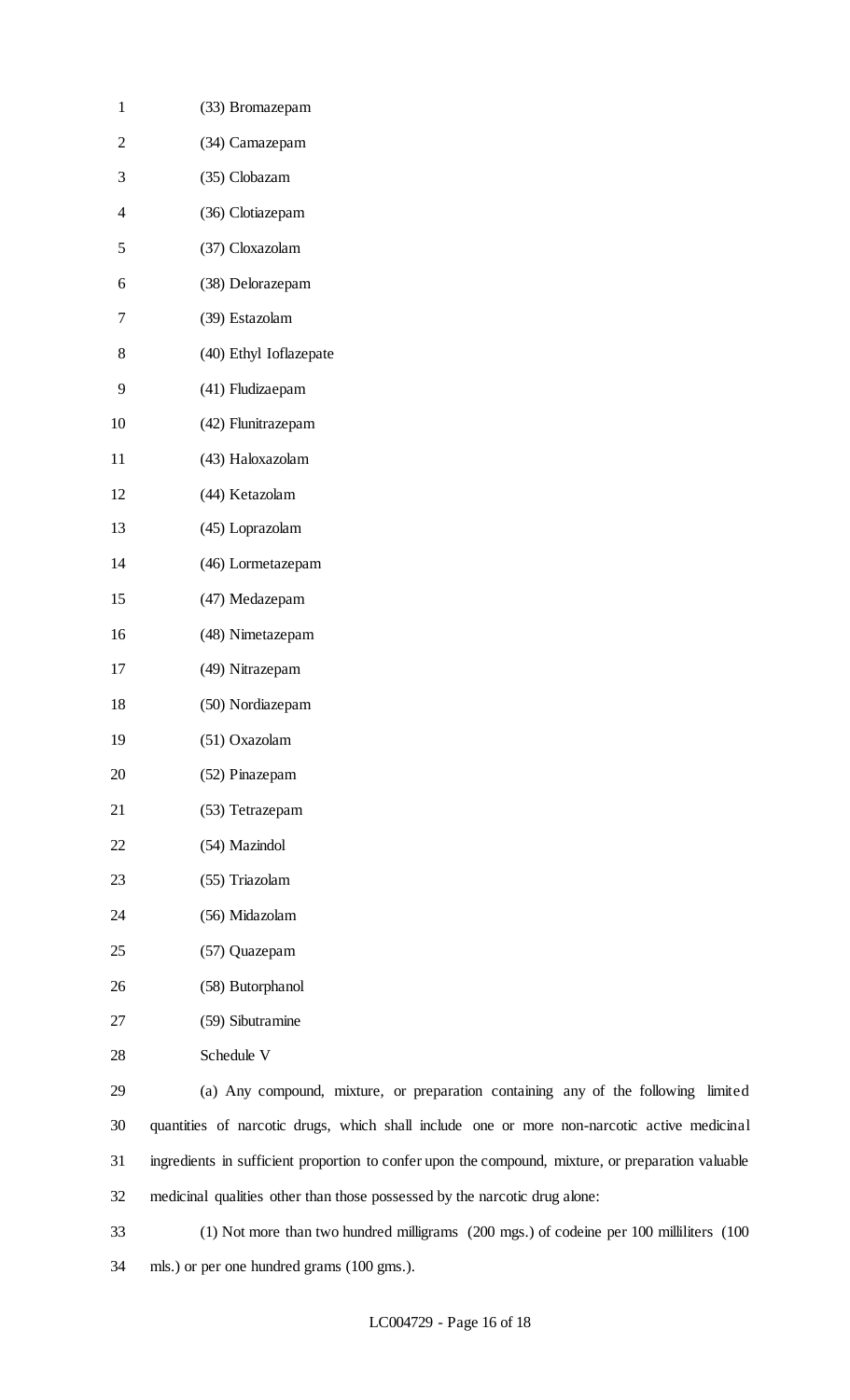(33) Bromazepam

(34) Camazepam

(35) Clobazam

(36) Clotiazepam

(37) Cloxazolam

(38) Delorazepam

(39) Estazolam

(40) Ethyl Ioflazepate

(41) Fludizaepam

(42) Flunitrazepam

(43) Haloxazolam

(44) Ketazolam

(45) Loprazolam

(46) Lormetazepam

(47) Medazepam

(48) Nimetazepam

(49) Nitrazepam

(50) Nordiazepam

(51) Oxazolam

(52) Pinazepam

(53) Tetrazepam

(54) Mazindol

(55) Triazolam

(56) Midazolam

(57) Quazepam

(58) Butorphanol

(59) Sibutramine

Schedule V

(a) Any compound, mixture, or preparation containing any of the following limited quantities of narcotic drugs, which shall include one or more non-narcotic active medicinal ingredients in sufficient proportion to confer upon the compound, mixture, or preparation valuable medicinal qualities other than those possessed by the narcotic drug alone:

(1) Not more than two hundred milligrams (200 mgs.) of codeine per 100 milliliters (100 mls.) or per one hundred grams (100 gms.).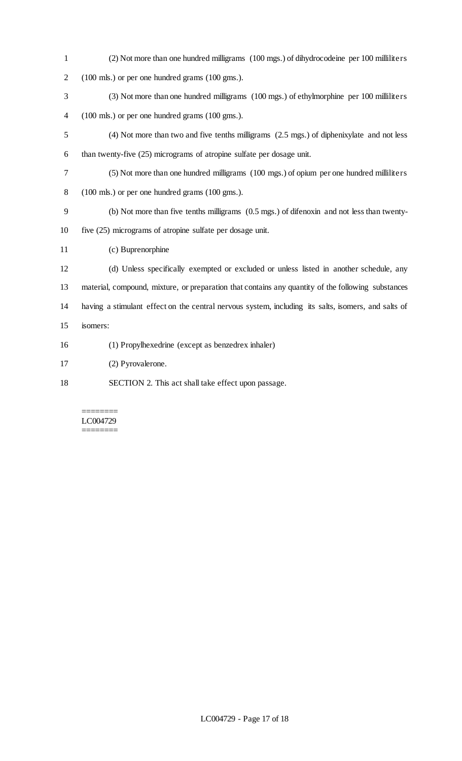(2) Not more than one hundred milligrams (100 mgs.) of dihydrocodeine per 100 milliliters (100 mls.) or per one hundred grams (100 gms.).

(3) Not more than one hundred milligrams (100 mgs.) of ethylmorphine per 100 milliliters (100 mls.) or per one hundred grams (100 gms.).

(4) Not more than two and five tenths milligrams (2.5 mgs.) of diphenixylate and not less than twenty-five (25) micrograms of atropine sulfate per dosage unit.

(5) Not more than one hundred milligrams (100 mgs.) of opium per one hundred milliliters (100 mls.) or per one hundred grams (100 gms.).

(b) Not more than five tenths milligrams (0.5 mgs.) of difenoxin and not less than twenty-five (25) micrograms of atropine sulfate per dosage unit.

(c) Buprenorphine

(d) Unless specifically exempted or excluded or unless listed in another schedule, any material, compound, mixture, or preparation that contains any quantity of the following substances having a stimulant effect on the central nervous system, including its salts, isomers, and salts of isomers:

(1) Propylhexedrine (except as benzedrex inhaler)

(2) Pyrovalerone.

SECTION 2. This act shall take effect upon passage.

========
LC004729
========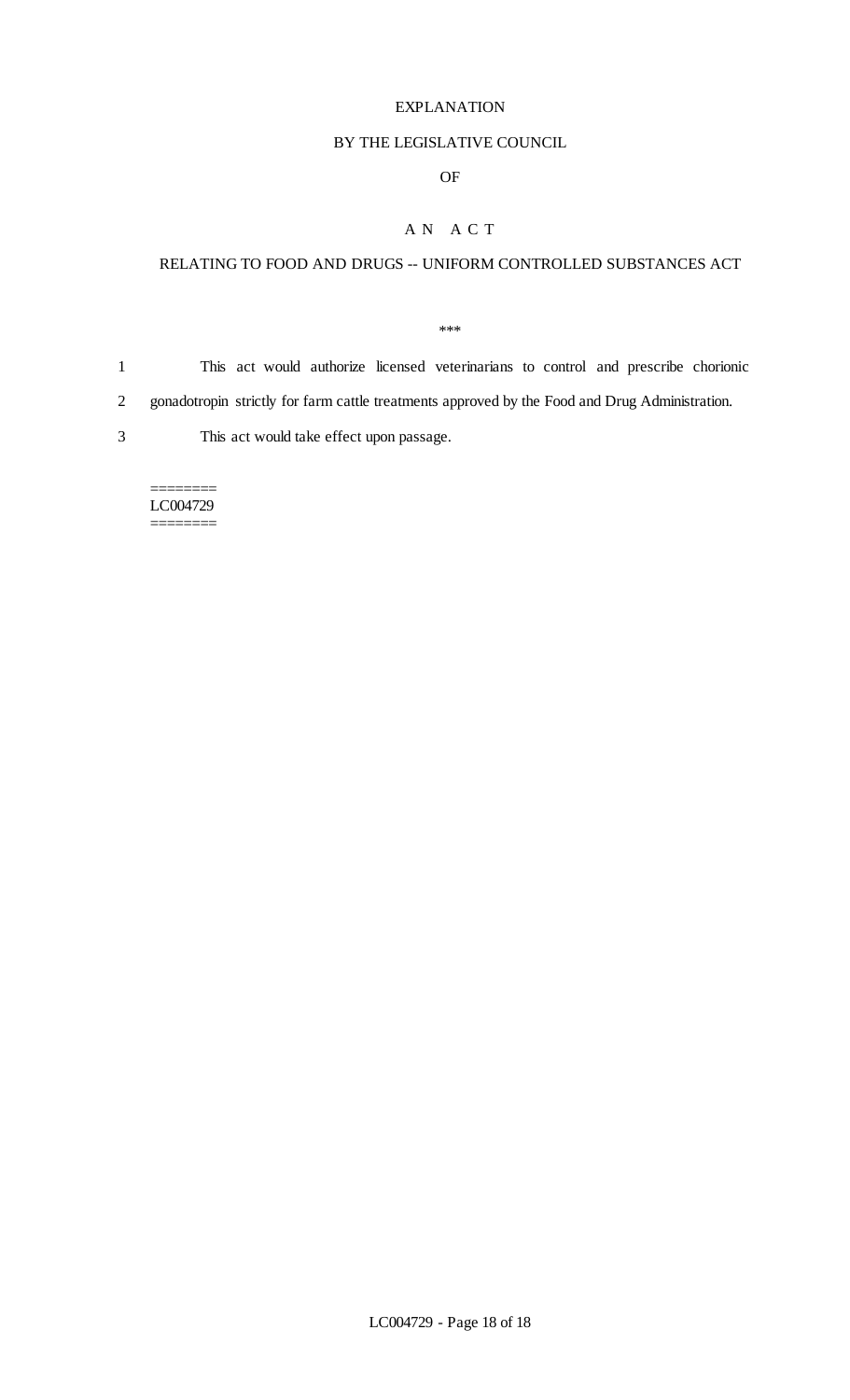EXPLANATION

BY THE LEGISLATIVE COUNCIL

OF

A N A C T

RELATING TO FOOD AND DRUGS -- UNIFORM CONTROLLED SUBSTANCES ACT

\*\*\*

1 This act would authorize licensed veterinarians to control and prescribe chorionic
2 gonadotropin strictly for farm cattle treatments approved by the Food and Drug Administration.
3 This act would take effect upon passage.

========
LC004729
========